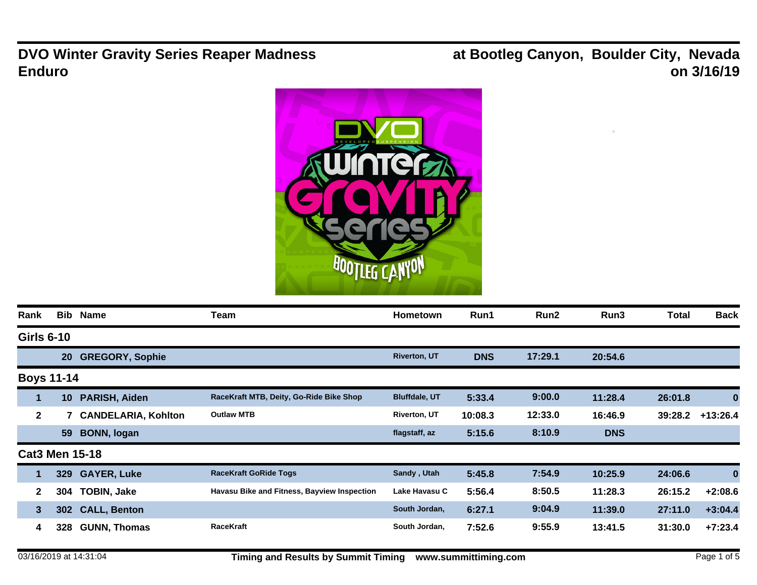# DVO Winter Gravity Series Reaper Madness Enduro

**at Bootleg Canyon, Boulder City, Nevada on 3/16/19**

| Rank | Bib | Name | Team | Hometown | Run1 | Run2 | Run3 | Total | Back |
|---|---|---|---|---|---|---|---|---|---|
| **Girls 6-10** | | | | | | | | | |
| | 20 | GREGORY, Sophie | | Riverton, UT | DNS | 17:29.1 | 20:54.6 | | |
| **Boys 11-14** | | | | | | | | | |
| 1 | 10 | PARISH, Aiden | RaceKraft MTB, Deity, Go-Ride Bike Shop | Bluffdale, UT | 5:33.4 | 9:00.0 | 11:28.4 | 26:01.8 | 0 |
| 2 | 7 | CANDELARIA, Kohlton | Outlaw MTB | Riverton, UT | 10:08.3 | 12:33.0 | 16:46.9 | 39:28.2 | +13:26.4 |
| | 59 | BONN, logan | | flagstaff, az | 5:15.6 | 8:10.9 | DNS | | |
| **Cat3 Men 15-18** | | | | | | | | | |
| 1 | 329 | GAYER, Luke | RaceKraft GoRide Togs | Sandy , Utah | 5:45.8 | 7:54.9 | 10:25.9 | 24:06.6 | 0 |
| 2 | 304 | TOBIN, Jake | Havasu Bike and Fitness, Bayview Inspection | Lake Havasu C | 5:56.4 | 8:50.5 | 11:28.3 | 26:15.2 | +2:08.6 |
| 3 | 302 | CALL, Benton | | South Jordan, | 6:27.1 | 9:04.9 | 11:39.0 | 27:11.0 | +3:04.4 |
| 4 | 328 | GUNN, Thomas | RaceKraft | South Jordan, | 7:52.6 | 9:55.9 | 13:41.5 | 31:30.0 | +7:23.4 |

03/16/2019 at 14:31:04 — Timing and Results by Summit Timing www.summittiming.com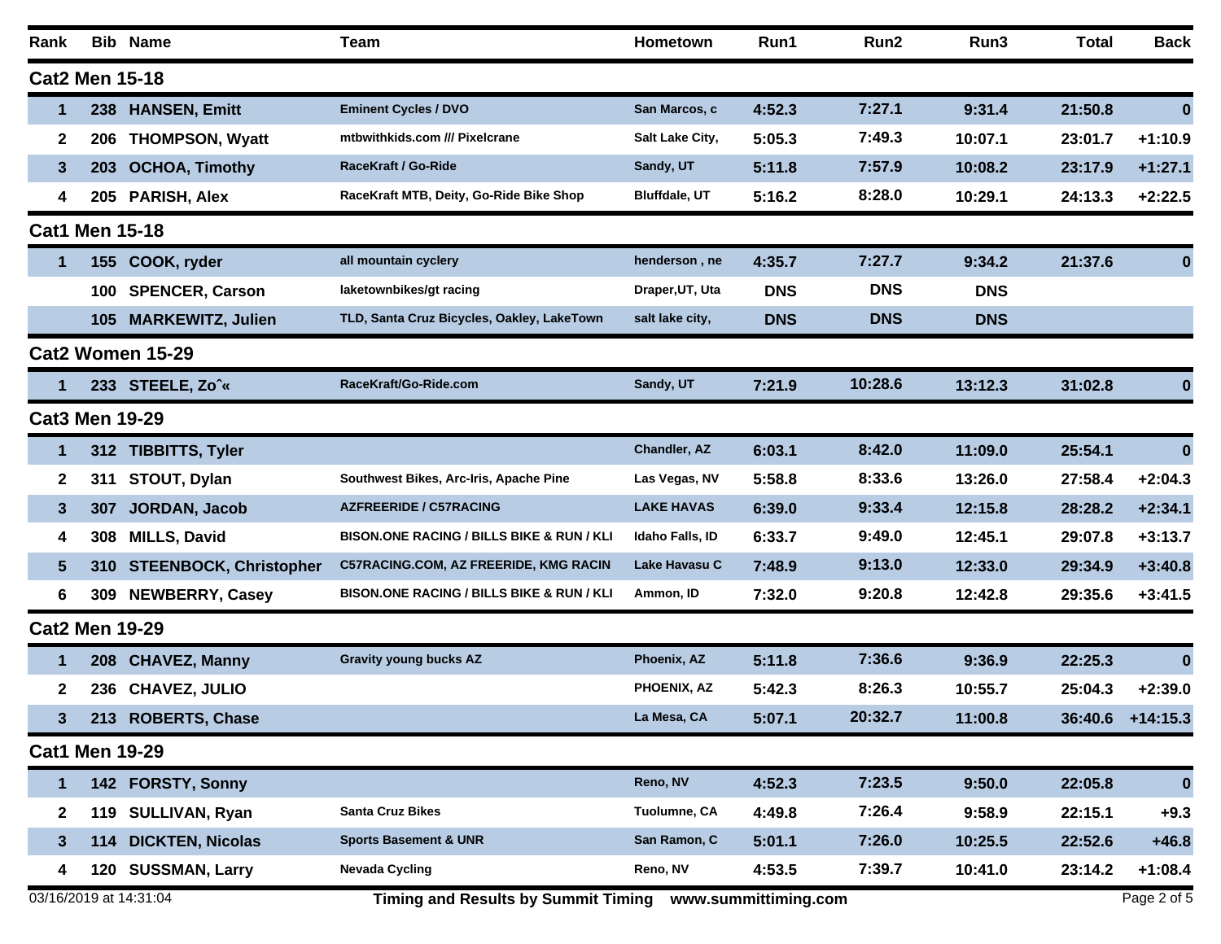| Rank | Bib | Name | Team | Hometown | Run1 | Run2 | Run3 | Total | Back |
|---|---|---|---|---|---|---|---|---|---|
| **Cat2 Men 15-18** | | | | | | | | | |
| 1 | 238 | HANSEN, Emitt | Eminent Cycles / DVO | San Marcos, c | 4:52.3 | 7:27.1 | 9:31.4 | 21:50.8 | 0 |
| 2 | 206 | THOMPSON, Wyatt | mtbwithkids.com /// Pixelcrane | Salt Lake City, | 5:05.3 | 7:49.3 | 10:07.1 | 23:01.7 | +1:10.9 |
| 3 | 203 | OCHOA, Timothy | RaceKraft / Go-Ride | Sandy, UT | 5:11.8 | 7:57.9 | 10:08.2 | 23:17.9 | +1:27.1 |
| 4 | 205 | PARISH, Alex | RaceKraft MTB, Deity, Go-Ride Bike Shop | Bluffdale, UT | 5:16.2 | 8:28.0 | 10:29.1 | 24:13.3 | +2:22.5 |
| **Cat1 Men 15-18** | | | | | | | | | |
| 1 | 155 | COOK, ryder | all mountain cyclery | henderson , ne | 4:35.7 | 7:27.7 | 9:34.2 | 21:37.6 | 0 |
| | 100 | SPENCER, Carson | laketownbikes/gt racing | Draper,UT, Uta | DNS | DNS | DNS | | |
| | 105 | MARKEWITZ, Julien | TLD, Santa Cruz Bicycles, Oakley, LakeTown | salt lake city, | DNS | DNS | DNS | | |
| **Cat2 Women 15-29** | | | | | | | | | |
| 1 | 233 | STEELE, Zoˆ« | RaceKraft/Go-Ride.com | Sandy, UT | 7:21.9 | 10:28.6 | 13:12.3 | 31:02.8 | 0 |
| **Cat3 Men 19-29** | | | | | | | | | |
| 1 | 312 | TIBBITTS, Tyler | | Chandler, AZ | 6:03.1 | 8:42.0 | 11:09.0 | 25:54.1 | 0 |
| 2 | 311 | STOUT, Dylan | Southwest Bikes, Arc-Iris, Apache Pine | Las Vegas, NV | 5:58.8 | 8:33.6 | 13:26.0 | 27:58.4 | +2:04.3 |
| 3 | 307 | JORDAN, Jacob | AZFREERIDE / C57RACING | LAKE HAVAS | 6:39.0 | 9:33.4 | 12:15.8 | 28:28.2 | +2:34.1 |
| 4 | 308 | MILLS, David | BISON.ONE RACING / BILLS BIKE & RUN / KLI | Idaho Falls, ID | 6:33.7 | 9:49.0 | 12:45.1 | 29:07.8 | +3:13.7 |
| 5 | 310 | STEENBOCK, Christopher | C57RACING.COM, AZ FREERIDE, KMG RACIN | Lake Havasu C | 7:48.9 | 9:13.0 | 12:33.0 | 29:34.9 | +3:40.8 |
| 6 | 309 | NEWBERRY, Casey | BISON.ONE RACING / BILLS BIKE & RUN / KLI | Ammon, ID | 7:32.0 | 9:20.8 | 12:42.8 | 29:35.6 | +3:41.5 |
| **Cat2 Men 19-29** | | | | | | | | | |
| 1 | 208 | CHAVEZ, Manny | Gravity young bucks AZ | Phoenix, AZ | 5:11.8 | 7:36.6 | 9:36.9 | 22:25.3 | 0 |
| 2 | 236 | CHAVEZ, JULIO | | PHOENIX, AZ | 5:42.3 | 8:26.3 | 10:55.7 | 25:04.3 | +2:39.0 |
| 3 | 213 | ROBERTS, Chase | | La Mesa, CA | 5:07.1 | 20:32.7 | 11:00.8 | 36:40.6 | +14:15.3 |
| **Cat1 Men 19-29** | | | | | | | | | |
| 1 | 142 | FORSTY, Sonny | | Reno, NV | 4:52.3 | 7:23.5 | 9:50.0 | 22:05.8 | 0 |
| 2 | 119 | SULLIVAN, Ryan | Santa Cruz Bikes | Tuolumne, CA | 4:49.8 | 7:26.4 | 9:58.9 | 22:15.1 | +9.3 |
| 3 | 114 | DICKTEN, Nicolas | Sports Basement & UNR | San Ramon, C | 5:01.1 | 7:26.0 | 10:25.5 | 22:52.6 | +46.8 |
| 4 | 120 | SUSSMAN, Larry | Nevada Cycling | Reno, NV | 4:53.5 | 7:39.7 | 10:41.0 | 23:14.2 | +1:08.4 |

03/16/2019 at 14:31:04 Timing and Results by Summit Timing www.summittiming.com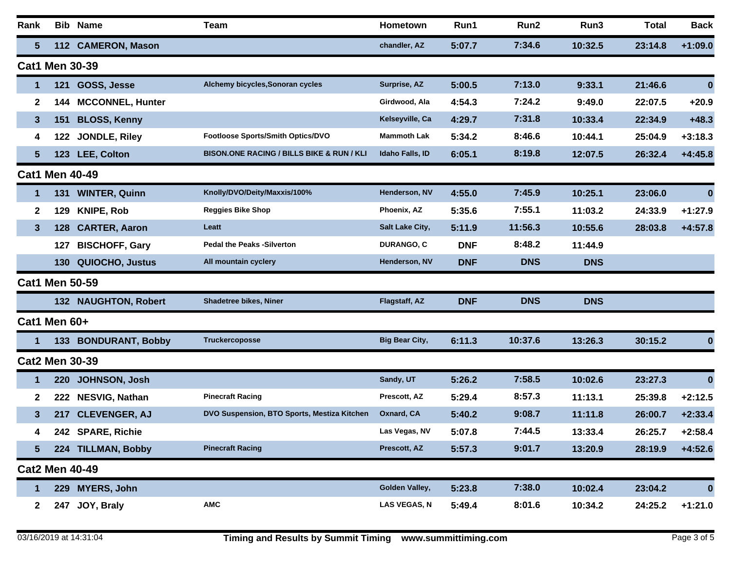| Rank | Bib | Name | Team | Hometown | Run1 | Run2 | Run3 | Total | Back |
|---|---|---|---|---|---|---|---|---|---|
| 5 | 112 | CAMERON, Mason | | chandler, AZ | 5:07.7 | 7:34.6 | 10:32.5 | 23:14.8 | +1:09.0 |
| **Cat1 Men 30-39** | | | | | | | | | |
| 1 | 121 | GOSS, Jesse | Alchemy bicycles,Sonoran cycles | Surprise, AZ | 5:00.5 | 7:13.0 | 9:33.1 | 21:46.6 | 0 |
| 2 | 144 | MCCONNEL, Hunter | | Girdwood, Ala | 4:54.3 | 7:24.2 | 9:49.0 | 22:07.5 | +20.9 |
| 3 | 151 | BLOSS, Kenny | | Kelseyville, Ca | 4:29.7 | 7:31.8 | 10:33.4 | 22:34.9 | +48.3 |
| 4 | 122 | JONDLE, Riley | Footloose Sports/Smith Optics/DVO | Mammoth Lak | 5:34.2 | 8:46.6 | 10:44.1 | 25:04.9 | +3:18.3 |
| 5 | 123 | LEE, Colton | BISON.ONE RACING / BILLS BIKE & RUN / KLI | Idaho Falls, ID | 6:05.1 | 8:19.8 | 12:07.5 | 26:32.4 | +4:45.8 |
| **Cat1 Men 40-49** | | | | | | | | | |
| 1 | 131 | WINTER, Quinn | Knolly/DVO/Deity/Maxxis/100% | Henderson, NV | 4:55.0 | 7:45.9 | 10:25.1 | 23:06.0 | 0 |
| 2 | 129 | KNIPE, Rob | Reggies Bike Shop | Phoenix, AZ | 5:35.6 | 7:55.1 | 11:03.2 | 24:33.9 | +1:27.9 |
| 3 | 128 | CARTER, Aaron | Leatt | Salt Lake City, | 5:11.9 | 11:56.3 | 10:55.6 | 28:03.8 | +4:57.8 |
| | 127 | BISCHOFF, Gary | Pedal the Peaks -Silverton | DURANGO, C | DNF | 8:48.2 | 11:44.9 | | |
| | 130 | QUIOCHO, Justus | All mountain cyclery | Henderson, NV | DNF | DNS | DNS | | |
| **Cat1 Men 50-59** | | | | | | | | | |
| | 132 | NAUGHTON, Robert | Shadetree bikes, Niner | Flagstaff, AZ | DNF | DNS | DNS | | |
| **Cat1 Men 60+** | | | | | | | | | |
| 1 | 133 | BONDURANT, Bobby | Truckercoposse | Big Bear City, | 6:11.3 | 10:37.6 | 13:26.3 | 30:15.2 | 0 |
| **Cat2 Men 30-39** | | | | | | | | | |
| 1 | 220 | JOHNSON, Josh | | Sandy, UT | 5:26.2 | 7:58.5 | 10:02.6 | 23:27.3 | 0 |
| 2 | 222 | NESVIG, Nathan | Pinecraft Racing | Prescott, AZ | 5:29.4 | 8:57.3 | 11:13.1 | 25:39.8 | +2:12.5 |
| 3 | 217 | CLEVENGER, AJ | DVO Suspension, BTO Sports, Mestiza Kitchen | Oxnard, CA | 5:40.2 | 9:08.7 | 11:11.8 | 26:00.7 | +2:33.4 |
| 4 | 242 | SPARE, Richie | | Las Vegas, NV | 5:07.8 | 7:44.5 | 13:33.4 | 26:25.7 | +2:58.4 |
| 5 | 224 | TILLMAN, Bobby | Pinecraft Racing | Prescott, AZ | 5:57.3 | 9:01.7 | 13:20.9 | 28:19.9 | +4:52.6 |
| **Cat2 Men 40-49** | | | | | | | | | |
| 1 | 229 | MYERS, John | | Golden Valley, | 5:23.8 | 7:38.0 | 10:02.4 | 23:04.2 | 0 |
| 2 | 247 | JOY, Braly | AMC | LAS VEGAS, N | 5:49.4 | 8:01.6 | 10:34.2 | 24:25.2 | +1:21.0 |

03/16/2019 at 14:31:04 — Timing and Results by Summit Timing www.summittiming.com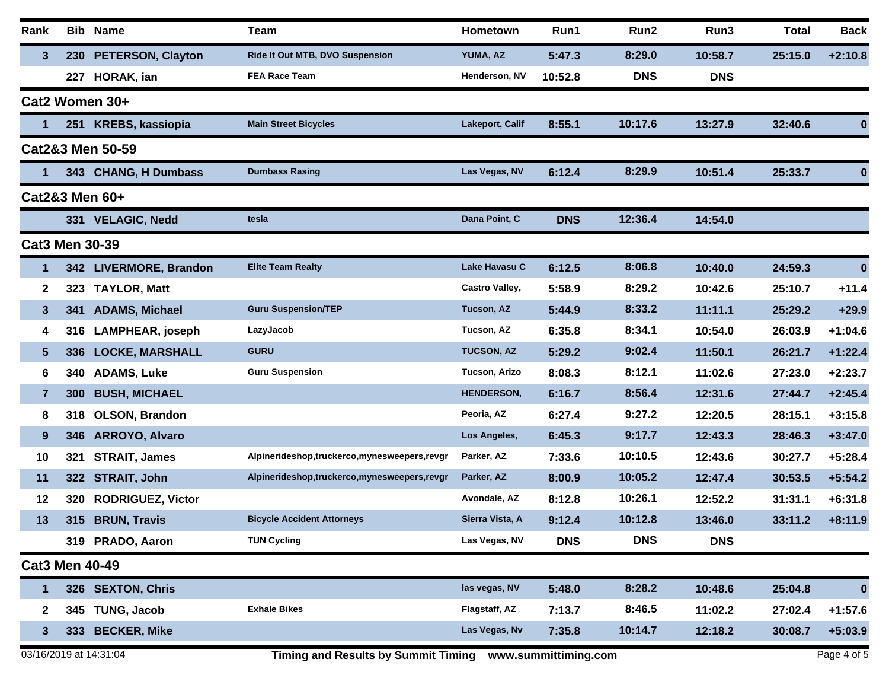| Rank | Bib | Name | Team | Hometown | Run1 | Run2 | Run3 | Total | Back |
|---|---|---|---|---|---|---|---|---|---|
| 3 | 230 | PETERSON, Clayton | Ride It Out MTB, DVO Suspension | YUMA, AZ | 5:47.3 | 8:29.0 | 10:58.7 | 25:15.0 | +2:10.8 |
| | 227 | HORAK, ian | FEA Race Team | Henderson, NV | 10:52.8 | DNS | DNS | | |

## Cat2 Women 30+

| Rank | Bib | Name | Team | Hometown | Run1 | Run2 | Run3 | Total | Back |
|---|---|---|---|---|---|---|---|---|---|
| 1 | 251 | KREBS, kassiopia | Main Street Bicycles | Lakeport, Calif | 8:55.1 | 10:17.6 | 13:27.9 | 32:40.6 | 0 |

## Cat2&3 Men 50-59

| Rank | Bib | Name | Team | Hometown | Run1 | Run2 | Run3 | Total | Back |
|---|---|---|---|---|---|---|---|---|---|
| 1 | 343 | CHANG, H Dumbass | Dumbass Rasing | Las Vegas, NV | 6:12.4 | 8:29.9 | 10:51.4 | 25:33.7 | 0 |

## Cat2&3 Men 60+

| Rank | Bib | Name | Team | Hometown | Run1 | Run2 | Run3 | Total | Back |
|---|---|---|---|---|---|---|---|---|---|
| | 331 | VELAGIC, Nedd | tesla | Dana Point, C | DNS | 12:36.4 | 14:54.0 | | |

## Cat3 Men 30-39

| Rank | Bib | Name | Team | Hometown | Run1 | Run2 | Run3 | Total | Back |
|---|---|---|---|---|---|---|---|---|---|
| 1 | 342 | LIVERMORE, Brandon | Elite Team Realty | Lake Havasu C | 6:12.5 | 8:06.8 | 10:40.0 | 24:59.3 | 0 |
| 2 | 323 | TAYLOR, Matt | | Castro Valley, | 5:58.9 | 8:29.2 | 10:42.6 | 25:10.7 | +11.4 |
| 3 | 341 | ADAMS, Michael | Guru Suspension/TEP | Tucson, AZ | 5:44.9 | 8:33.2 | 11:11.1 | 25:29.2 | +29.9 |
| 4 | 316 | LAMPHEAR, joseph | LazyJacob | Tucson, AZ | 6:35.8 | 8:34.1 | 10:54.0 | 26:03.9 | +1:04.6 |
| 5 | 336 | LOCKE, MARSHALL | GURU | TUCSON, AZ | 5:29.2 | 9:02.4 | 11:50.1 | 26:21.7 | +1:22.4 |
| 6 | 340 | ADAMS, Luke | Guru Suspension | Tucson, Arizo | 8:08.3 | 8:12.1 | 11:02.6 | 27:23.0 | +2:23.7 |
| 7 | 300 | BUSH, MICHAEL | | HENDERSON, | 6:16.7 | 8:56.4 | 12:31.6 | 27:44.7 | +2:45.4 |
| 8 | 318 | OLSON, Brandon | | Peoria, AZ | 6:27.4 | 9:27.2 | 12:20.5 | 28:15.1 | +3:15.8 |
| 9 | 346 | ARROYO, Alvaro | | Los Angeles, | 6:45.3 | 9:17.7 | 12:43.3 | 28:46.3 | +3:47.0 |
| 10 | 321 | STRAIT, James | Alpinerideshop,truckerco,mynesweepers,revgr | Parker, AZ | 7:33.6 | 10:10.5 | 12:43.6 | 30:27.7 | +5:28.4 |
| 11 | 322 | STRAIT, John | Alpinerideshop,truckerco,mynesweepers,revgr | Parker, AZ | 8:00.9 | 10:05.2 | 12:47.4 | 30:53.5 | +5:54.2 |
| 12 | 320 | RODRIGUEZ, Victor | | Avondale, AZ | 8:12.8 | 10:26.1 | 12:52.2 | 31:31.1 | +6:31.8 |
| 13 | 315 | BRUN, Travis | Bicycle Accident Attorneys | Sierra Vista, A | 9:12.4 | 10:12.8 | 13:46.0 | 33:11.2 | +8:11.9 |
| | 319 | PRADO, Aaron | TUN Cycling | Las Vegas, NV | DNS | DNS | DNS | | |

## Cat3 Men 40-49

| Rank | Bib | Name | Team | Hometown | Run1 | Run2 | Run3 | Total | Back |
|---|---|---|---|---|---|---|---|---|---|
| 1 | 326 | SEXTON, Chris | | las vegas, NV | 5:48.0 | 8:28.2 | 10:48.6 | 25:04.8 | 0 |
| 2 | 345 | TUNG, Jacob | Exhale Bikes | Flagstaff, AZ | 7:13.7 | 8:46.5 | 11:02.2 | 27:02.4 | +1:57.6 |
| 3 | 333 | BECKER, Mike | | Las Vegas, Nv | 7:35.8 | 10:14.7 | 12:18.2 | 30:08.7 | +5:03.9 |

03/16/2019 at 14:31:04 — Timing and Results by Summit Timing www.summittiming.com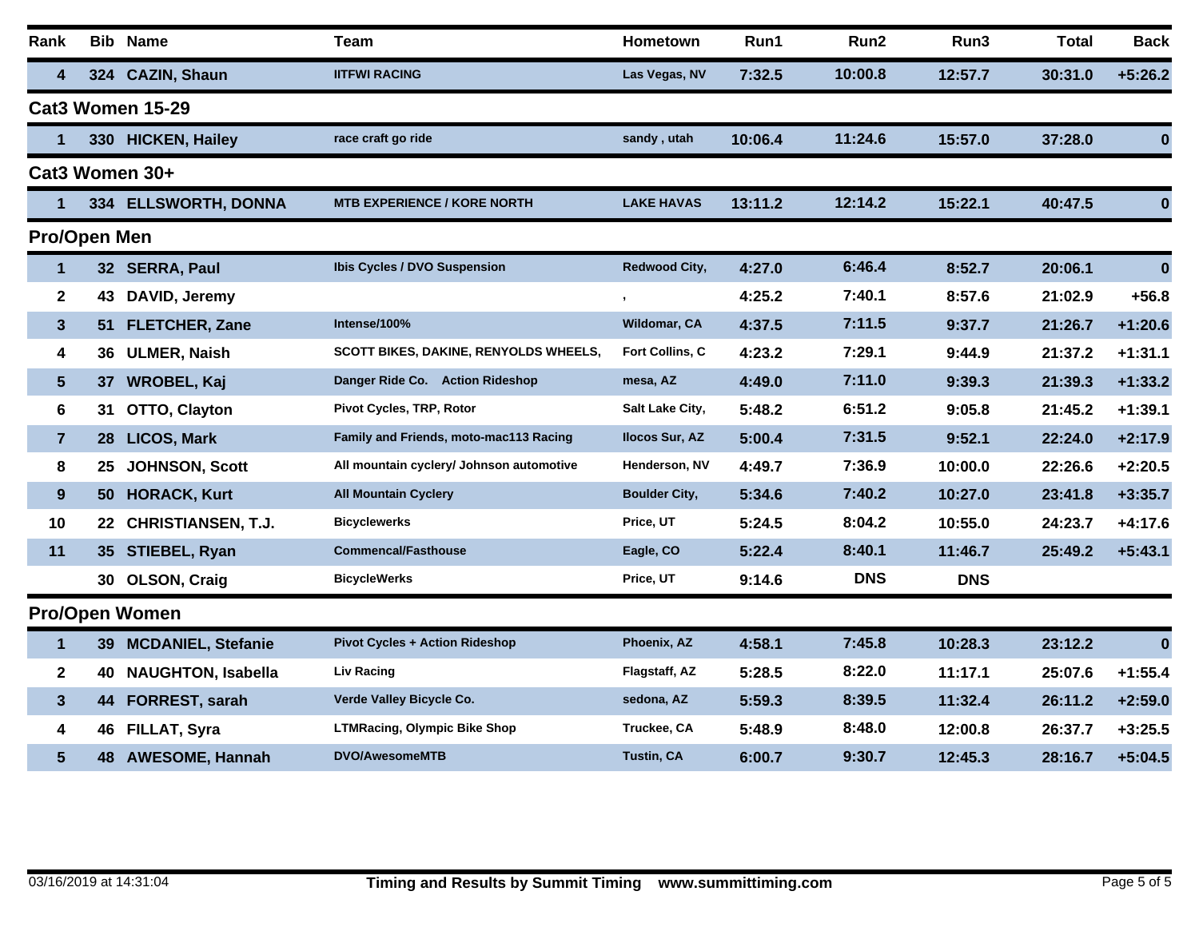| Rank | Bib | Name | Team | Hometown | Run1 | Run2 | Run3 | Total | Back |
|---|---|---|---|---|---|---|---|---|---|
| 4 | 324 | CAZIN, Shaun | IITFWI RACING | Las Vegas, NV | 7:32.5 | 10:00.8 | 12:57.7 | 30:31.0 | +5:26.2 |

## Cat3 Women 15-29

| Rank | Bib | Name | Team | Hometown | Run1 | Run2 | Run3 | Total | Back |
|---|---|---|---|---|---|---|---|---|---|
| 1 | 330 | HICKEN, Hailey | race craft go ride | sandy , utah | 10:06.4 | 11:24.6 | 15:57.0 | 37:28.0 | 0 |

## Cat3 Women 30+

| Rank | Bib | Name | Team | Hometown | Run1 | Run2 | Run3 | Total | Back |
|---|---|---|---|---|---|---|---|---|---|
| 1 | 334 | ELLSWORTH, DONNA | MTB EXPERIENCE / KORE NORTH | LAKE HAVAS | 13:11.2 | 12:14.2 | 15:22.1 | 40:47.5 | 0 |

## Pro/Open Men

| Rank | Bib | Name | Team | Hometown | Run1 | Run2 | Run3 | Total | Back |
|---|---|---|---|---|---|---|---|---|---|
| 1 | 32 | SERRA, Paul | Ibis Cycles / DVO Suspension | Redwood City, | 4:27.0 | 6:46.4 | 8:52.7 | 20:06.1 | 0 |
| 2 | 43 | DAVID, Jeremy | | , | 4:25.2 | 7:40.1 | 8:57.6 | 21:02.9 | +56.8 |
| 3 | 51 | FLETCHER, Zane | Intense/100% | Wildomar, CA | 4:37.5 | 7:11.5 | 9:37.7 | 21:26.7 | +1:20.6 |
| 4 | 36 | ULMER, Naish | SCOTT BIKES, DAKINE, RENYOLDS WHEELS, | Fort Collins, C | 4:23.2 | 7:29.1 | 9:44.9 | 21:37.2 | +1:31.1 |
| 5 | 37 | WROBEL, Kaj | Danger Ride Co. Action Rideshop | mesa, AZ | 4:49.0 | 7:11.0 | 9:39.3 | 21:39.3 | +1:33.2 |
| 6 | 31 | OTTO, Clayton | Pivot Cycles, TRP, Rotor | Salt Lake City, | 5:48.2 | 6:51.2 | 9:05.8 | 21:45.2 | +1:39.1 |
| 7 | 28 | LICOS, Mark | Family and Friends, moto-mac113 Racing | Ilocos Sur, AZ | 5:00.4 | 7:31.5 | 9:52.1 | 22:24.0 | +2:17.9 |
| 8 | 25 | JOHNSON, Scott | All mountain cyclery/ Johnson automotive | Henderson, NV | 4:49.7 | 7:36.9 | 10:00.0 | 22:26.6 | +2:20.5 |
| 9 | 50 | HORACK, Kurt | All Mountain Cyclery | Boulder City, | 5:34.6 | 7:40.2 | 10:27.0 | 23:41.8 | +3:35.7 |
| 10 | 22 | CHRISTIANSEN, T.J. | Bicyclewerks | Price, UT | 5:24.5 | 8:04.2 | 10:55.0 | 24:23.7 | +4:17.6 |
| 11 | 35 | STIEBEL, Ryan | Commencal/Fasthouse | Eagle, CO | 5:22.4 | 8:40.1 | 11:46.7 | 25:49.2 | +5:43.1 |
| | 30 | OLSON, Craig | BicycleWerks | Price, UT | 9:14.6 | DNS | DNS | | |

## Pro/Open Women

| Rank | Bib | Name | Team | Hometown | Run1 | Run2 | Run3 | Total | Back |
|---|---|---|---|---|---|---|---|---|---|
| 1 | 39 | MCDANIEL, Stefanie | Pivot Cycles + Action Rideshop | Phoenix, AZ | 4:58.1 | 7:45.8 | 10:28.3 | 23:12.2 | 0 |
| 2 | 40 | NAUGHTON, Isabella | Liv Racing | Flagstaff, AZ | 5:28.5 | 8:22.0 | 11:17.1 | 25:07.6 | +1:55.4 |
| 3 | 44 | FORREST, sarah | Verde Valley Bicycle Co. | sedona, AZ | 5:59.3 | 8:39.5 | 11:32.4 | 26:11.2 | +2:59.0 |
| 4 | 46 | FILLAT, Syra | LTMRacing, Olympic Bike Shop | Truckee, CA | 5:48.9 | 8:48.0 | 12:00.8 | 26:37.7 | +3:25.5 |
| 5 | 48 | AWESOME, Hannah | DVO/AwesomeMTB | Tustin, CA | 6:00.7 | 9:30.7 | 12:45.3 | 28:16.7 | +5:04.5 |

03/16/2019 at 14:31:04 — Timing and Results by Summit Timing www.summittiming.com